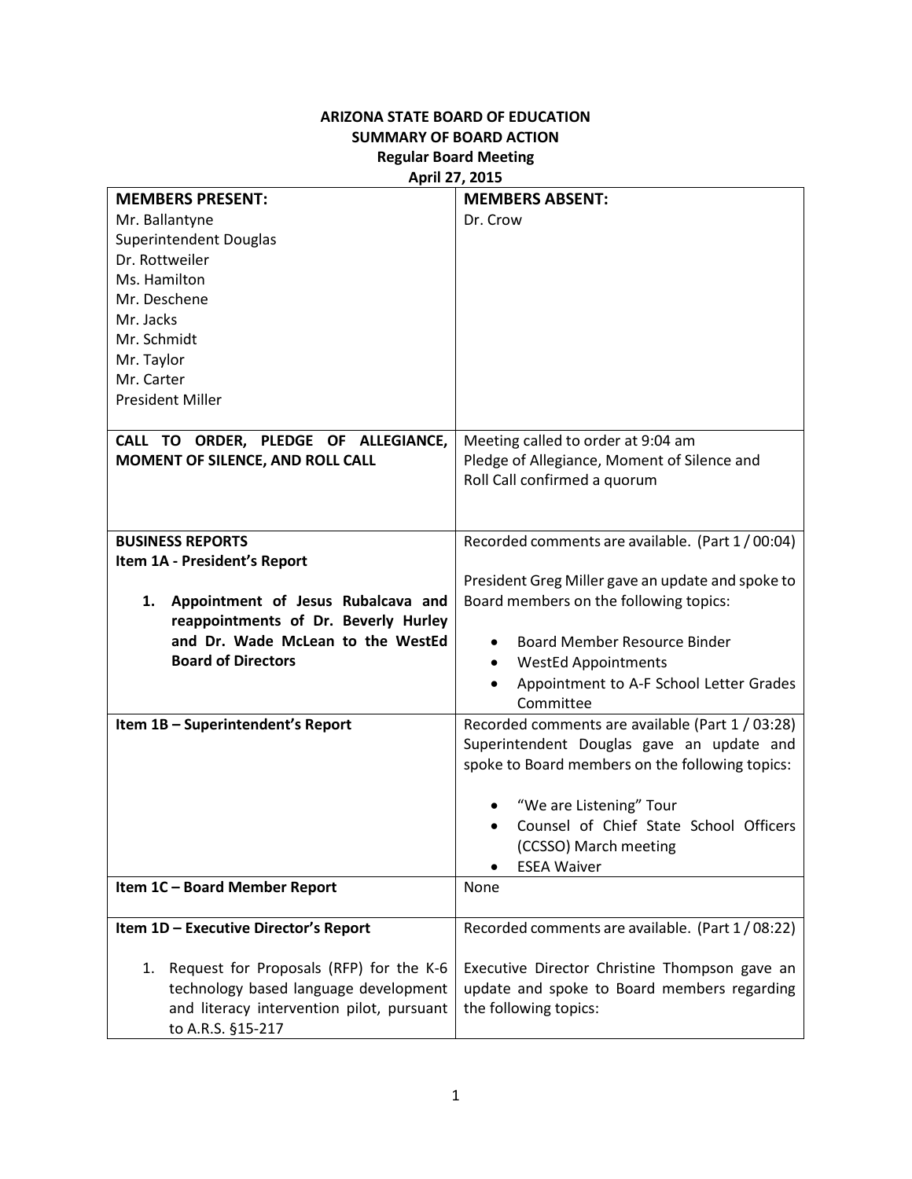# ARIZONA STATE BOARD OF EDUCATION
## SUMMARY OF BOARD ACTION
### Regular Board Meeting
### April 27, 2015

| **MEMBERS PRESENT:** | **MEMBERS ABSENT:** |
|---|---|
| Mr. Ballantyne<br>Superintendent Douglas<br>Dr. Rottweiler<br>Ms. Hamilton<br>Mr. Deschene<br>Mr. Jacks<br>Mr. Schmidt<br>Mr. Taylor<br>Mr. Carter<br>President Miller | Dr. Crow |
| **CALL TO ORDER, PLEDGE OF ALLEGIANCE, MOMENT OF SILENCE, AND ROLL CALL** | Meeting called to order at 9:04 am<br>Pledge of Allegiance, Moment of Silence and Roll Call confirmed a quorum |
| **BUSINESS REPORTS**<br>**Item 1A - President's Report**<br><br>1. **Appointment of Jesus Rubalcava and reappointments of Dr. Beverly Hurley and Dr. Wade McLean to the WestEd Board of Directors** | Recorded comments are available. (Part 1 / 00:04)<br><br>President Greg Miller gave an update and spoke to Board members on the following topics:<br><br>• Board Member Resource Binder<br>• WestEd Appointments<br>• Appointment to A-F School Letter Grades Committee |
| **Item 1B – Superintendent's Report** | Recorded comments are available (Part 1 / 03:28)<br>Superintendent Douglas gave an update and spoke to Board members on the following topics:<br><br>• "We are Listening" Tour<br>• Counsel of Chief State School Officers (CCSSO) March meeting<br>• ESEA Waiver |
| **Item 1C – Board Member Report** | None |
| **Item 1D – Executive Director's Report**<br><br>1. Request for Proposals (RFP) for the K-6 technology based language development and literacy intervention pilot, pursuant to A.R.S. §15-217 | Recorded comments are available. (Part 1 / 08:22)<br><br>Executive Director Christine Thompson gave an update and spoke to Board members regarding the following topics: |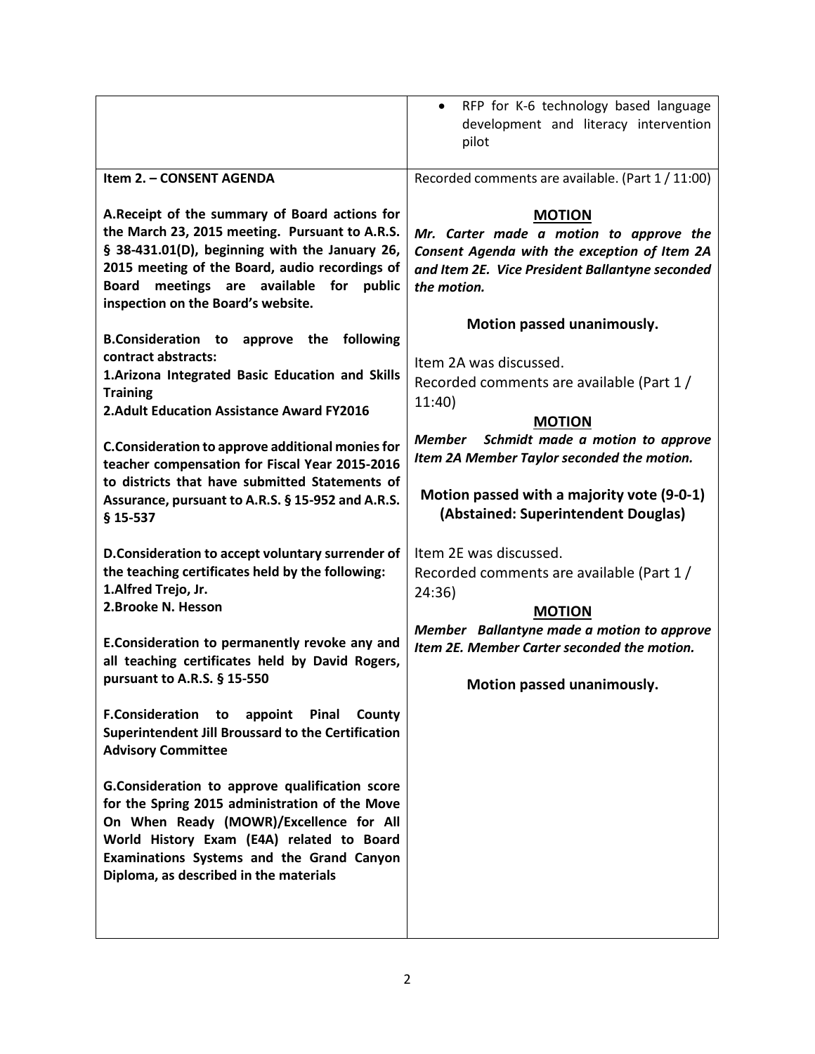| | |
|---|---|
| | • RFP for K-6 technology based language development and literacy intervention pilot |
| **Item 2. – CONSENT AGENDA**<br><br>**A.Receipt of the summary of Board actions for the March 23, 2015 meeting. Pursuant to A.R.S. § 38-431.01(D), beginning with the January 26, 2015 meeting of the Board, audio recordings of Board meetings are available for public inspection on the Board's website.**<br><br>**B.Consideration to approve the following contract abstracts:**<br>**1.Arizona Integrated Basic Education and Skills Training**<br>**2.Adult Education Assistance Award FY2016**<br><br>**C.Consideration to approve additional monies for teacher compensation for Fiscal Year 2015-2016 to districts that have submitted Statements of Assurance, pursuant to A.R.S. § 15-952 and A.R.S. § 15-537**<br><br>**D.Consideration to accept voluntary surrender of the teaching certificates held by the following:**<br>**1.Alfred Trejo, Jr.**<br>**2.Brooke N. Hesson**<br><br>**E.Consideration to permanently revoke any and all teaching certificates held by David Rogers, pursuant to A.R.S. § 15-550**<br><br>**F.Consideration to appoint Pinal County Superintendent Jill Broussard to the Certification Advisory Committee**<br><br>**G.Consideration to approve qualification score for the Spring 2015 administration of the Move On When Ready (MOWR)/Excellence for All World History Exam (E4A) related to Board Examinations Systems and the Grand Canyon Diploma, as described in the materials** | Recorded comments are available. (Part 1 / 11:00)<br><br>**MOTION**<br>***Mr. Carter made a motion to approve the Consent Agenda with the exception of Item 2A and Item 2E. Vice President Ballantyne seconded the motion.***<br><br>**Motion passed unanimously.**<br><br>Item 2A was discussed.<br>Recorded comments are available (Part 1 / 11:40)<br><br>**MOTION**<br>***Member Schmidt made a motion to approve Item 2A Member Taylor seconded the motion.***<br><br>**Motion passed with a majority vote (9-0-1) (Abstained: Superintendent Douglas)**<br><br>Item 2E was discussed.<br>Recorded comments are available (Part 1 / 24:36)<br><br>**MOTION**<br>***Member Ballantyne made a motion to approve Item 2E. Member Carter seconded the motion.***<br><br>**Motion passed unanimously.** |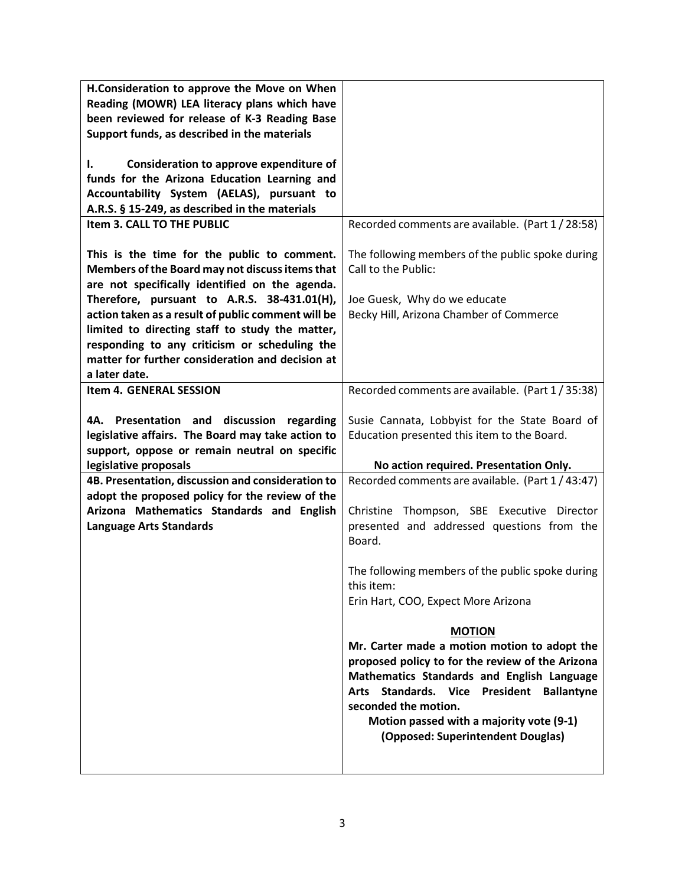| | |
|---|---|
| **H.Consideration to approve the Move on When Reading (MOWR) LEA literacy plans which have been reviewed for release of K-3 Reading Base Support funds, as described in the materials**<br><br>**I. Consideration to approve expenditure of funds for the Arizona Education Learning and Accountability System (AELAS), pursuant to A.R.S. § 15-249, as described in the materials** | |
| **Item 3. CALL TO THE PUBLIC**<br><br>**This is the time for the public to comment. Members of the Board may not discuss items that are not specifically identified on the agenda. Therefore, pursuant to A.R.S. 38-431.01(H), action taken as a result of public comment will be limited to directing staff to study the matter, responding to any criticism or scheduling the matter for further consideration and decision at a later date.** | Recorded comments are available. (Part 1 / 28:58)<br><br>The following members of the public spoke during Call to the Public:<br><br>Joe Guesk, Why do we educate<br>Becky Hill, Arizona Chamber of Commerce |
| **Item 4. GENERAL SESSION**<br><br>**4A. Presentation and discussion regarding legislative affairs. The Board may take action to support, oppose or remain neutral on specific legislative proposals** | Recorded comments are available. (Part 1 / 35:38)<br><br>Susie Cannata, Lobbyist for the State Board of Education presented this item to the Board.<br><br>**No action required. Presentation Only.** |
| **4B. Presentation, discussion and consideration to adopt the proposed policy for the review of the Arizona Mathematics Standards and English Language Arts Standards** | Recorded comments are available. (Part 1 / 43:47)<br><br>Christine Thompson, SBE Executive Director presented and addressed questions from the Board.<br><br>The following members of the public spoke during this item:<br>Erin Hart, COO, Expect More Arizona<br><br>**<u>MOTION</u>**<br>**Mr. Carter made a motion motion to adopt the proposed policy to for the review of the Arizona Mathematics Standards and English Language Arts Standards. Vice President Ballantyne seconded the motion.**<br>**Motion passed with a majority vote (9-1)**<br>**(Opposed: Superintendent Douglas)** |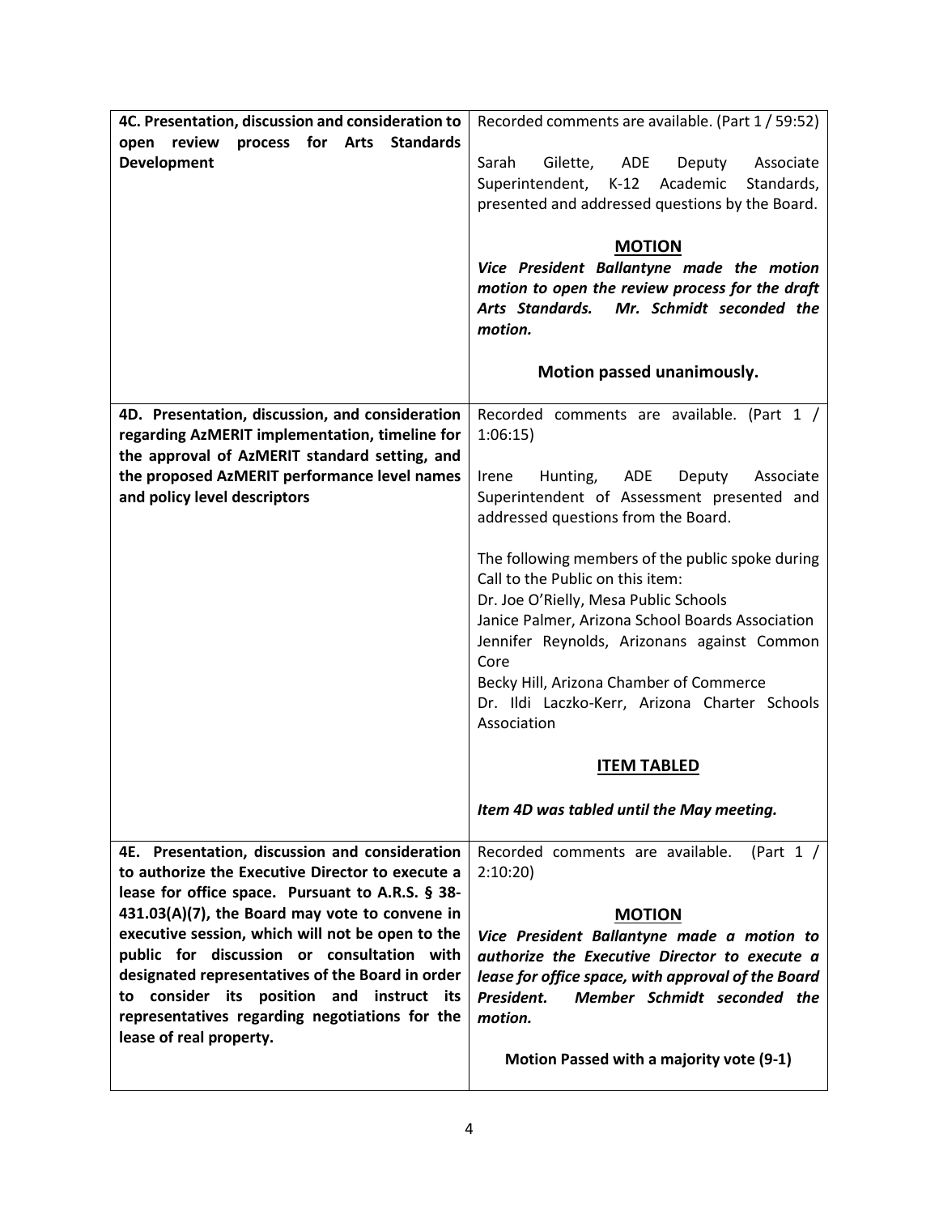| | |
|---|---|
| **4C. Presentation, discussion and consideration to open review process for Arts Standards Development** | Recorded comments are available. (Part 1 / 59:52)<br><br>Sarah Gilette, ADE Deputy Associate Superintendent, K-12 Academic Standards, presented and addressed questions by the Board.<br><br>**MOTION**<br>***Vice President Ballantyne made the motion motion to open the review process for the draft Arts Standards. Mr. Schmidt seconded the motion.***<br><br>**Motion passed unanimously.** |
| **4D. Presentation, discussion, and consideration regarding AzMERIT implementation, timeline for the approval of AzMERIT standard setting, and the proposed AzMERIT performance level names and policy level descriptors** | Recorded comments are available. (Part 1 / 1:06:15)<br><br>Irene Hunting, ADE Deputy Associate Superintendent of Assessment presented and addressed questions from the Board.<br><br>The following members of the public spoke during Call to the Public on this item:<br>Dr. Joe O'Rielly, Mesa Public Schools<br>Janice Palmer, Arizona School Boards Association<br>Jennifer Reynolds, Arizonans against Common Core<br>Becky Hill, Arizona Chamber of Commerce<br>Dr. Ildi Laczko-Kerr, Arizona Charter Schools Association<br><br>**ITEM TABLED**<br><br>***Item 4D was tabled until the May meeting.*** |
| **4E. Presentation, discussion and consideration to authorize the Executive Director to execute a lease for office space. Pursuant to A.R.S. § 38-431.03(A)(7), the Board may vote to convene in executive session, which will not be open to the public for discussion or consultation with designated representatives of the Board in order to consider its position and instruct its representatives regarding negotiations for the lease of real property.** | Recorded comments are available. (Part 1 / 2:10:20)<br><br>**MOTION**<br>***Vice President Ballantyne made a motion to authorize the Executive Director to execute a lease for office space, with approval of the Board President. Member Schmidt seconded the motion.***<br><br>**Motion Passed with a majority vote (9-1)** |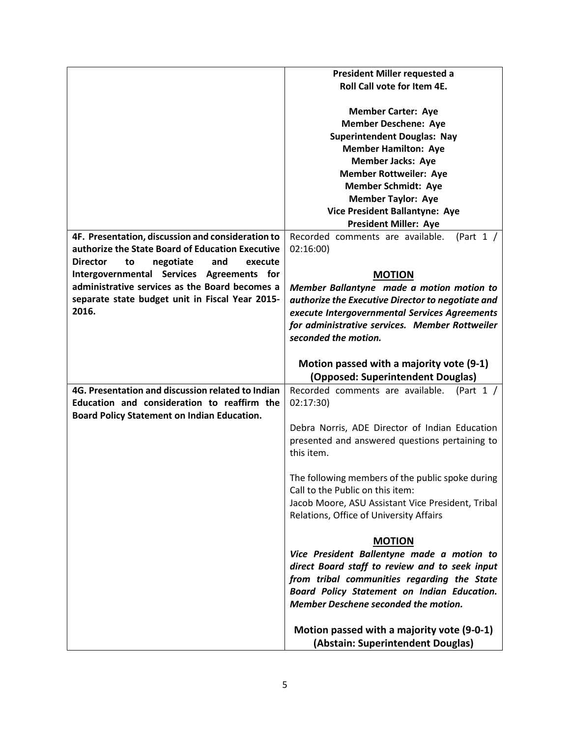| | |
|---|---|
| | **President Miller requested a Roll Call vote for Item 4E.**<br><br>**Member Carter: Aye**<br>**Member Deschene: Aye**<br>**Superintendent Douglas: Nay**<br>**Member Hamilton: Aye**<br>**Member Jacks: Aye**<br>**Member Rottweiler: Aye**<br>**Member Schmidt: Aye**<br>**Member Taylor: Aye**<br>**Vice President Ballantyne: Aye**<br>**President Miller: Aye** |
| **4F. Presentation, discussion and consideration to authorize the State Board of Education Executive Director to negotiate and execute Intergovernmental Services Agreements for administrative services as the Board becomes a separate state budget unit in Fiscal Year 2015-2016.** | Recorded comments are available. (Part 1 / 02:16:00)<br><br>**<u>MOTION</u>**<br>***Member Ballantyne made a motion motion to authorize the Executive Director to negotiate and execute Intergovernmental Services Agreements for administrative services. Member Rottweiler seconded the motion.***<br><br>**Motion passed with a majority vote (9-1) (Opposed: Superintendent Douglas)** |
| **4G. Presentation and discussion related to Indian Education and consideration to reaffirm the Board Policy Statement on Indian Education.** | Recorded comments are available. (Part 1 / 02:17:30)<br><br>Debra Norris, ADE Director of Indian Education presented and answered questions pertaining to this item.<br><br>The following members of the public spoke during Call to the Public on this item:<br>Jacob Moore, ASU Assistant Vice President, Tribal Relations, Office of University Affairs<br><br>**<u>MOTION</u>**<br>***Vice President Ballentyne made a motion to direct Board staff to review and to seek input from tribal communities regarding the State Board Policy Statement on Indian Education. Member Deschene seconded the motion.***<br><br>**Motion passed with a majority vote (9-0-1) (Abstain: Superintendent Douglas)** |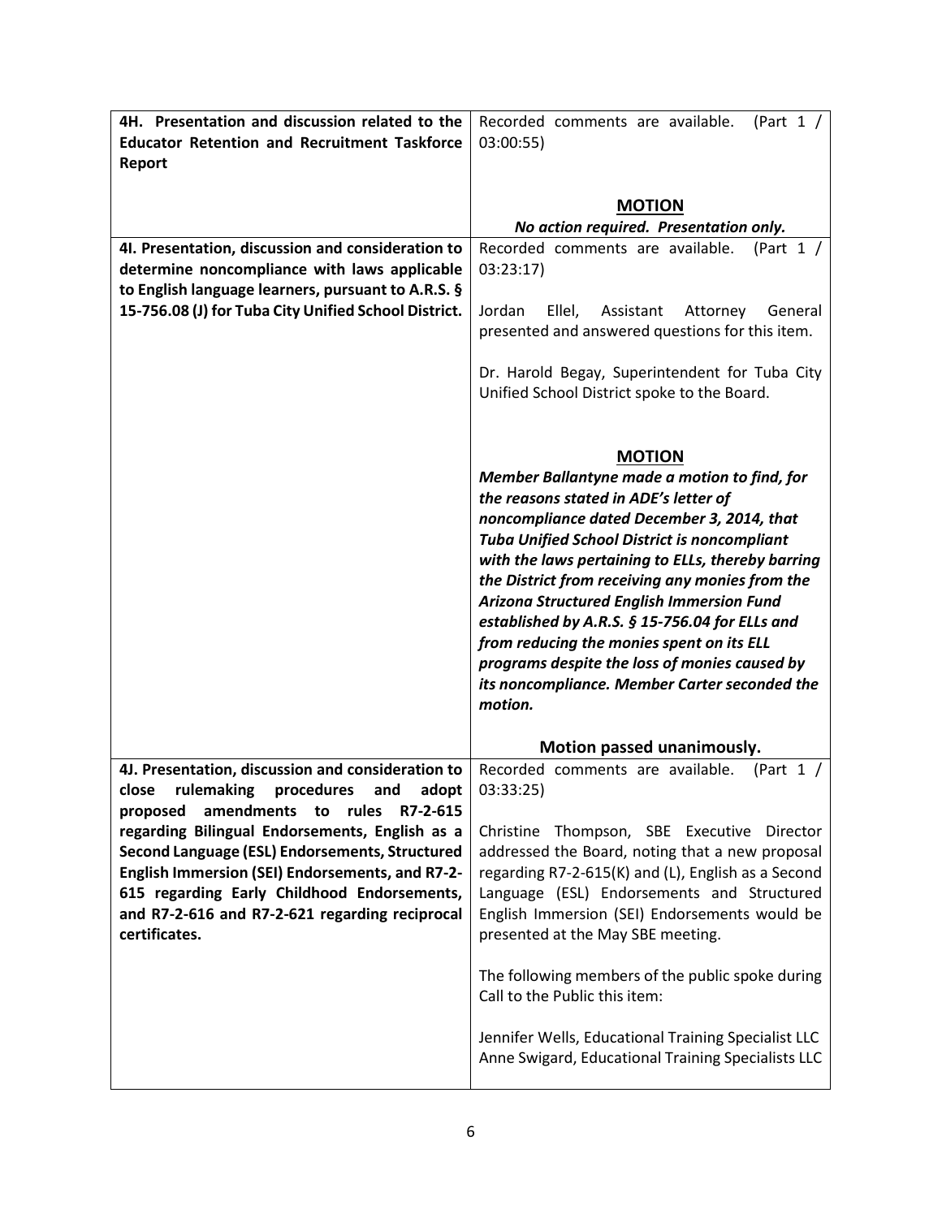| | |
|---|---|
| **4H. Presentation and discussion related to the Educator Retention and Recruitment Taskforce Report** | Recorded comments are available. (Part 1 / 03:00:55)<br><br>**MOTION**<br>***No action required. Presentation only.*** |
| **4I. Presentation, discussion and consideration to determine noncompliance with laws applicable to English language learners, pursuant to A.R.S. § 15-756.08 (J) for Tuba City Unified School District.** | Recorded comments are available. (Part 1 / 03:23:17)<br><br>Jordan Ellel, Assistant Attorney General presented and answered questions for this item.<br><br>Dr. Harold Begay, Superintendent for Tuba City Unified School District spoke to the Board.<br><br>**MOTION**<br>***Member Ballantyne made a motion to find, for the reasons stated in ADE's letter of noncompliance dated December 3, 2014, that Tuba Unified School District is noncompliant with the laws pertaining to ELLs, thereby barring the District from receiving any monies from the Arizona Structured English Immersion Fund established by A.R.S. § 15-756.04 for ELLs and from reducing the monies spent on its ELL programs despite the loss of monies caused by its noncompliance. Member Carter seconded the motion.***<br><br>**Motion passed unanimously.** |
| **4J. Presentation, discussion and consideration to close rulemaking procedures and adopt proposed amendments to rules R7-2-615 regarding Bilingual Endorsements, English as a Second Language (ESL) Endorsements, Structured English Immersion (SEI) Endorsements, and R7-2-615 regarding Early Childhood Endorsements, and R7-2-616 and R7-2-621 regarding reciprocal certificates.** | Recorded comments are available. (Part 1 / 03:33:25)<br><br>Christine Thompson, SBE Executive Director addressed the Board, noting that a new proposal regarding R7-2-615(K) and (L), English as a Second Language (ESL) Endorsements and Structured English Immersion (SEI) Endorsements would be presented at the May SBE meeting.<br><br>The following members of the public spoke during Call to the Public this item:<br><br>Jennifer Wells, Educational Training Specialist LLC<br>Anne Swigard, Educational Training Specialists LLC |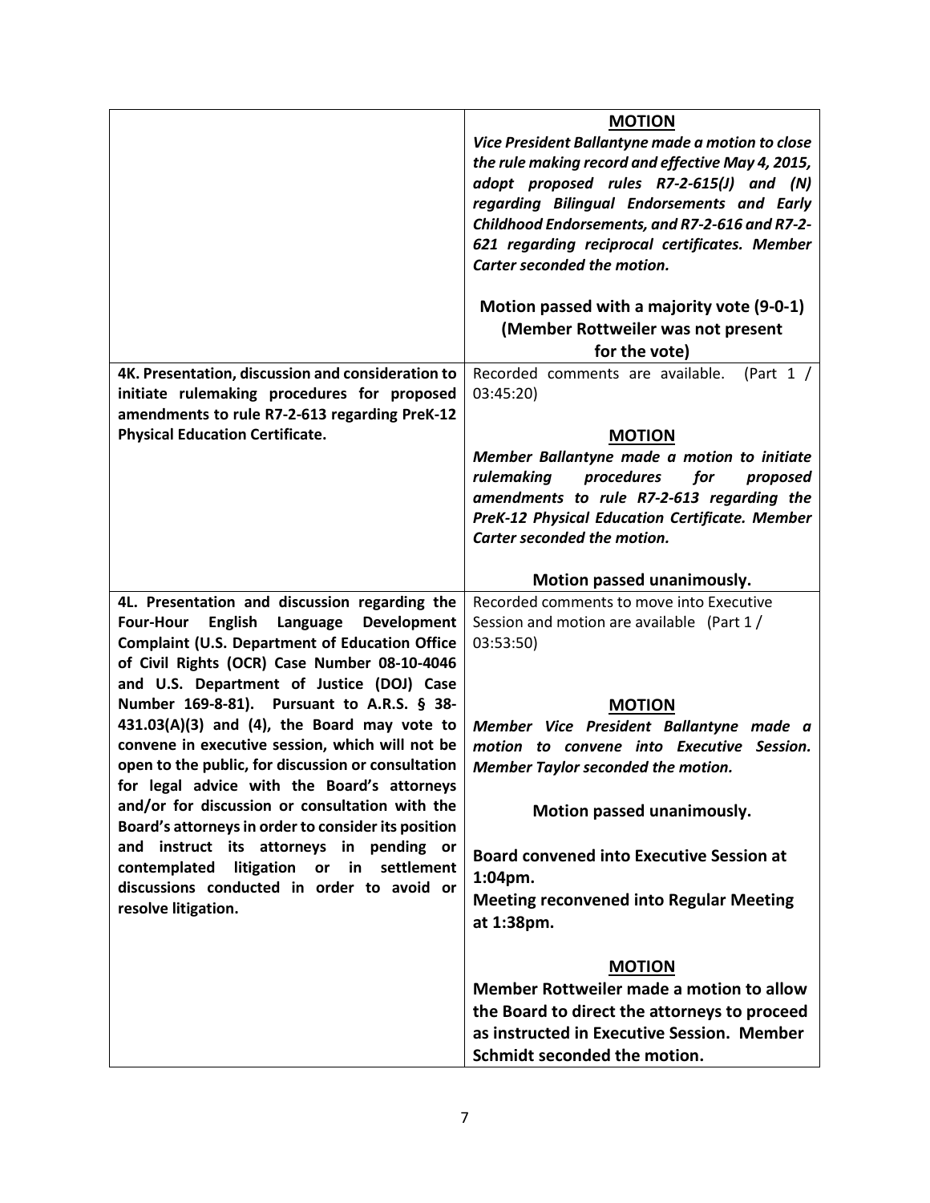| | |
|---|---|
| | **MOTION**<br>***Vice President Ballantyne made a motion to close the rule making record and effective May 4, 2015, adopt proposed rules R7-2-615(J) and (N) regarding Bilingual Endorsements and Early Childhood Endorsements, and R7-2-616 and R7-2-621 regarding reciprocal certificates. Member Carter seconded the motion.***<br><br>**Motion passed with a majority vote (9-0-1) (Member Rottweiler was not present for the vote)** |
| **4K. Presentation, discussion and consideration to initiate rulemaking procedures for proposed amendments to rule R7-2-613 regarding PreK-12 Physical Education Certificate.** | Recorded comments are available. (Part 1 / 03:45:20)<br><br>**MOTION**<br>***Member Ballantyne made a motion to initiate rulemaking procedures for proposed amendments to rule R7-2-613 regarding the PreK-12 Physical Education Certificate. Member Carter seconded the motion.***<br><br>**Motion passed unanimously.** |
| **4L. Presentation and discussion regarding the Four-Hour English Language Development Complaint (U.S. Department of Education Office of Civil Rights (OCR) Case Number 08-10-4046 and U.S. Department of Justice (DOJ) Case Number 169-8-81). Pursuant to A.R.S. § 38-431.03(A)(3) and (4), the Board may vote to convene in executive session, which will not be open to the public, for discussion or consultation for legal advice with the Board's attorneys and/or for discussion or consultation with the Board's attorneys in order to consider its position and instruct its attorneys in pending or contemplated litigation or in settlement discussions conducted in order to avoid or resolve litigation.** | Recorded comments to move into Executive Session and motion are available (Part 1 / 03:53:50)<br><br>**MOTION**<br>***Member Vice President Ballantyne made a motion to convene into Executive Session. Member Taylor seconded the motion.***<br><br>**Motion passed unanimously.**<br><br>**Board convened into Executive Session at 1:04pm.**<br>**Meeting reconvened into Regular Meeting at 1:38pm.**<br><br>**MOTION**<br>**Member Rottweiler made a motion to allow the Board to direct the attorneys to proceed as instructed in Executive Session. Member Schmidt seconded the motion.** |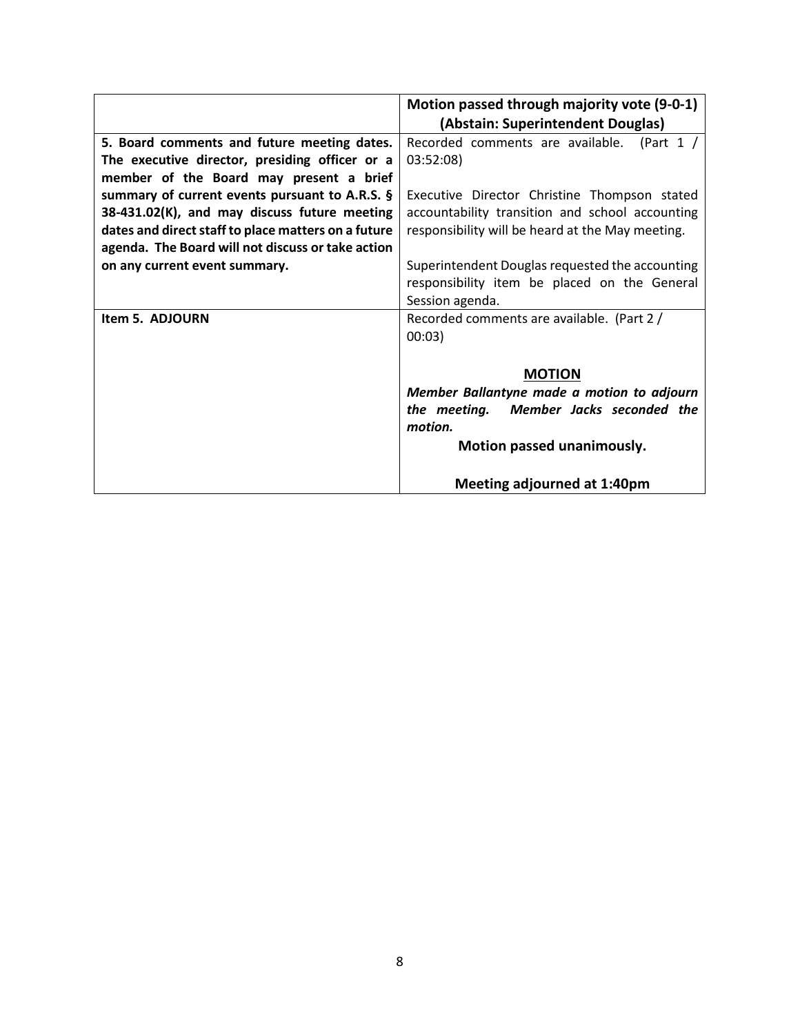| | |
|---|---|
| | **Motion passed through majority vote (9-0-1) (Abstain: Superintendent Douglas)** |
| **5. Board comments and future meeting dates. The executive director, presiding officer or a member of the Board may present a brief summary of current events pursuant to A.R.S. § 38-431.02(K), and may discuss future meeting dates and direct staff to place matters on a future agenda. The Board will not discuss or take action on any current event summary.** | Recorded comments are available. (Part 1 / 03:52:08)<br><br>Executive Director Christine Thompson stated accountability transition and school accounting responsibility will be heard at the May meeting.<br><br>Superintendent Douglas requested the accounting responsibility item be placed on the General Session agenda. |
| **Item 5. ADJOURN** | Recorded comments are available. (Part 2 / 00:03)<br><br>**MOTION**<br>***Member Ballantyne made a motion to adjourn the meeting. Member Jacks seconded the motion.***<br>**Motion passed unanimously.**<br><br>**Meeting adjourned at 1:40pm** |